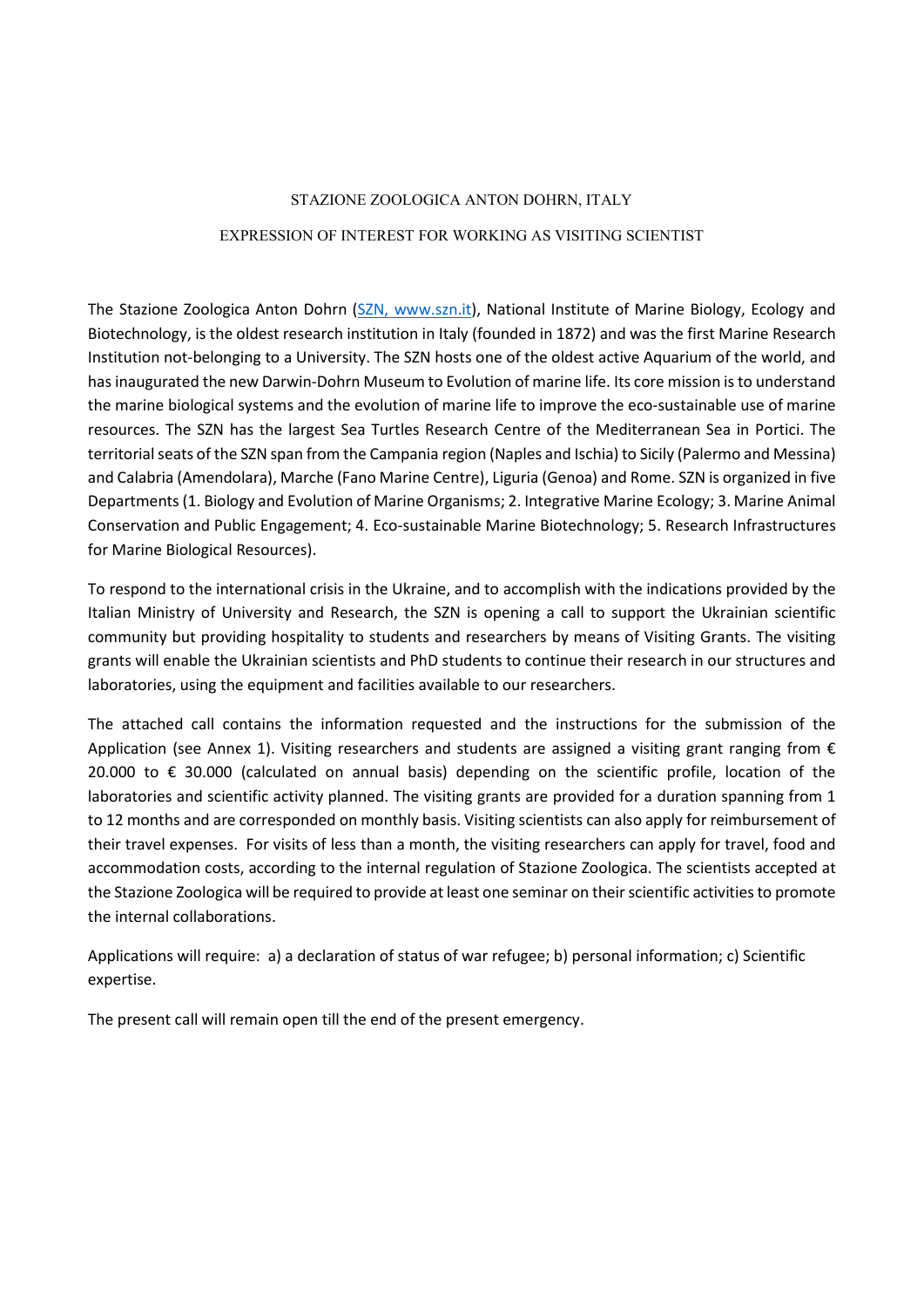# STAZIONE ZOOLOGICA ANTON DOHRN, ITALY

## EXPRESSION OF INTEREST FOR WORKING AS VISITING SCIENTIST

The Stazione Zoologica Anton Dohrn (SZN, www.szn.it), National Institute of Marine Biology, Ecology and Biotechnology, is the oldest research institution in Italy (founded in 1872) and was the first Marine Research Institution not-belonging to a University. The SZN hosts one of the oldest active Aquarium of the world, and has inaugurated the new Darwin-Dohrn Museum to Evolution of marine life. Its core mission is to understand the marine biological systems and the evolution of marine life to improve the eco-sustainable use of marine resources. The SZN has the largest Sea Turtles Research Centre of the Mediterranean Sea in Portici. The territorial seats of the SZN span from the Campania region (Naples and Ischia) to Sicily (Palermo and Messina) and Calabria (Amendolara), Marche (Fano Marine Centre), Liguria (Genoa) and Rome. SZN is organized in five Departments (1. Biology and Evolution of Marine Organisms; 2. Integrative Marine Ecology; 3. Marine Animal Conservation and Public Engagement; 4. Eco-sustainable Marine Biotechnology; 5. Research Infrastructures for Marine Biological Resources).

To respond to the international crisis in the Ukraine, and to accomplish with the indications provided by the Italian Ministry of University and Research, the SZN is opening a call to support the Ukrainian scientific community but providing hospitality to students and researchers by means of Visiting Grants. The visiting grants will enable the Ukrainian scientists and PhD students to continue their research in our structures and laboratories, using the equipment and facilities available to our researchers.

The attached call contains the information requested and the instructions for the submission of the Application (see Annex 1). Visiting researchers and students are assigned a visiting grant ranging from € 20.000 to € 30.000 (calculated on annual basis) depending on the scientific profile, location of the laboratories and scientific activity planned. The visiting grants are provided for a duration spanning from 1 to 12 months and are corresponded on monthly basis. Visiting scientists can also apply for reimbursement of their travel expenses. For visits of less than a month, the visiting researchers can apply for travel, food and accommodation costs, according to the internal regulation of Stazione Zoologica. The scientists accepted at the Stazione Zoologica will be required to provide at least one seminar on their scientific activities to promote the internal collaborations.

Applications will require: a) a declaration of status of war refugee; b) personal information; c) Scientific expertise.

The present call will remain open till the end of the present emergency.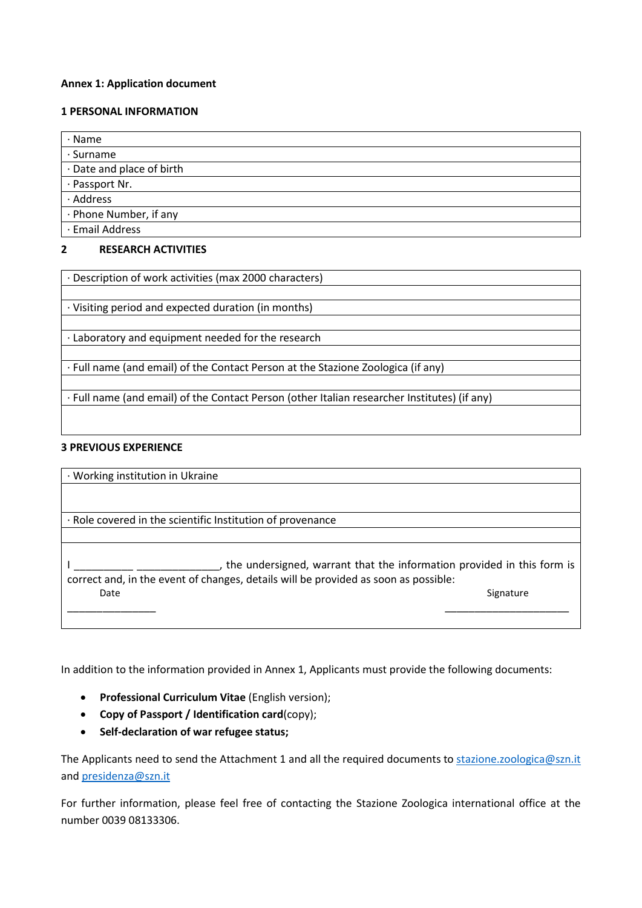**Annex 1: Application document**

**1 PERSONAL INFORMATION**

| |
|---|
| · Name |
| · Surname |
| · Date and place of birth |
| · Passport Nr. |
| · Address |
| · Phone Number, if any |
| · Email Address |

**2 RESEARCH ACTIVITIES**

| |
|---|
| · Description of work activities (max 2000 characters) |
| |
| · Visiting period and expected duration (in months) |
| |
| · Laboratory and equipment needed for the research |
| |
| · Full name (and email) of the Contact Person at the Stazione Zoologica (if any) |
| |
| · Full name (and email) of the Contact Person (other Italian researcher Institutes) (if any) |
| |

**3 PREVIOUS EXPERIENCE**

| |
|---|
| · Working institution in Ukraine |
| |
| · Role covered in the scientific Institution of provenance |
| |
| I __________ ______________, the undersigned, warrant that the information provided in this form is correct and, in the event of changes, details will be provided as soon as possible:<br>Date ________________ Signature ______________________ |

In addition to the information provided in Annex 1, Applicants must provide the following documents:

- **Professional Curriculum Vitae** (English version);
- **Copy of Passport / Identification card**(copy);
- **Self-declaration of war refugee status;**

The Applicants need to send the Attachment 1 and all the required documents to stazione.zoologica@szn.it and presidenza@szn.it

For further information, please feel free of contacting the Stazione Zoologica international office at the number 0039 08133306.